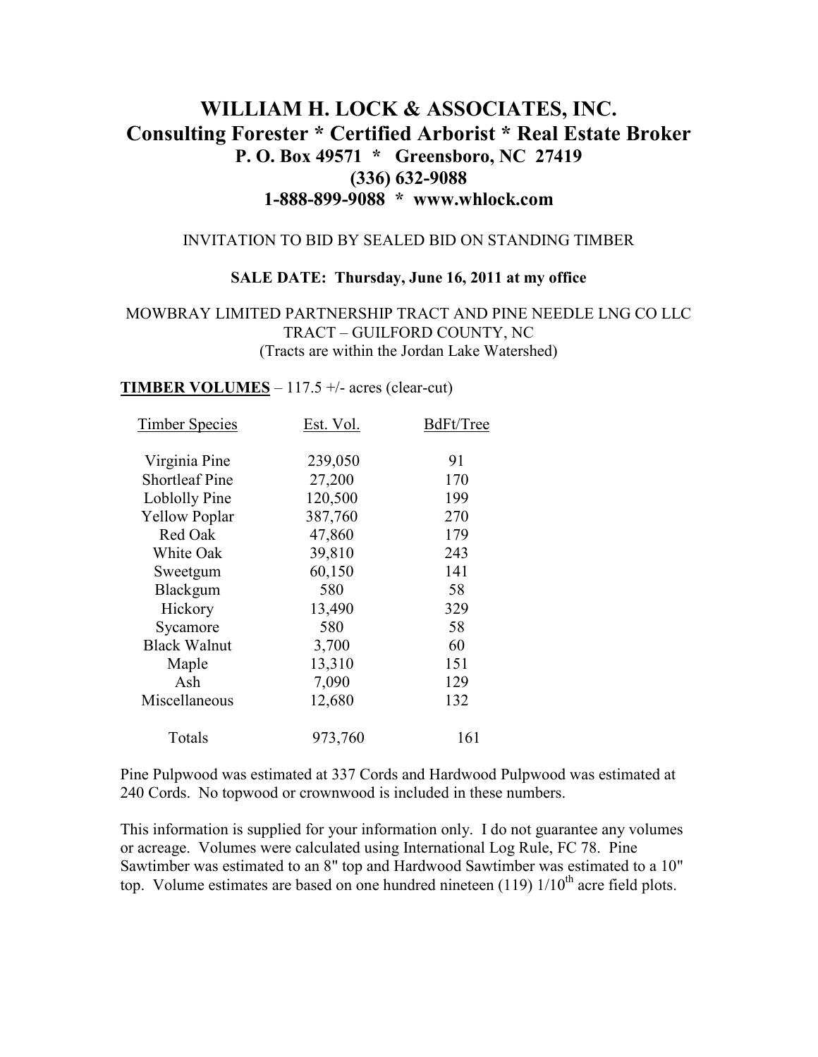# WILLIAM H. LOCK & ASSOCIATES, INC.
## Consulting Forester * Certified Arborist * Real Estate Broker
### P. O. Box 49571 * Greensboro, NC 27419
### (336) 632-9088
### 1-888-899-9088 * www.whlock.com

INVITATION TO BID BY SEALED BID ON STANDING TIMBER

**SALE DATE: Thursday, June 16, 2011 at my office**

MOWBRAY LIMITED PARTNERSHIP TRACT AND PINE NEEDLE LNG CO LLC TRACT – GUILFORD COUNTY, NC
(Tracts are within the Jordan Lake Watershed)

**TIMBER VOLUMES** – 117.5 +/- acres (clear-cut)

| Timber Species | Est. Vol. | BdFt/Tree |
|---|---|---|
| Virginia Pine | 239,050 | 91 |
| Shortleaf Pine | 27,200 | 170 |
| Loblolly Pine | 120,500 | 199 |
| Yellow Poplar | 387,760 | 270 |
| Red Oak | 47,860 | 179 |
| White Oak | 39,810 | 243 |
| Sweetgum | 60,150 | 141 |
| Blackgum | 580 | 58 |
| Hickory | 13,490 | 329 |
| Sycamore | 580 | 58 |
| Black Walnut | 3,700 | 60 |
| Maple | 13,310 | 151 |
| Ash | 7,090 | 129 |
| Miscellaneous | 12,680 | 132 |
| Totals | 973,760 | 161 |

Pine Pulpwood was estimated at 337 Cords and Hardwood Pulpwood was estimated at 240 Cords. No topwood or crownwood is included in these numbers.

This information is supplied for your information only. I do not guarantee any volumes or acreage. Volumes were calculated using International Log Rule, FC 78. Pine Sawtimber was estimated to an 8" top and Hardwood Sawtimber was estimated to a 10" top. Volume estimates are based on one hundred nineteen (119) 1/10th acre field plots.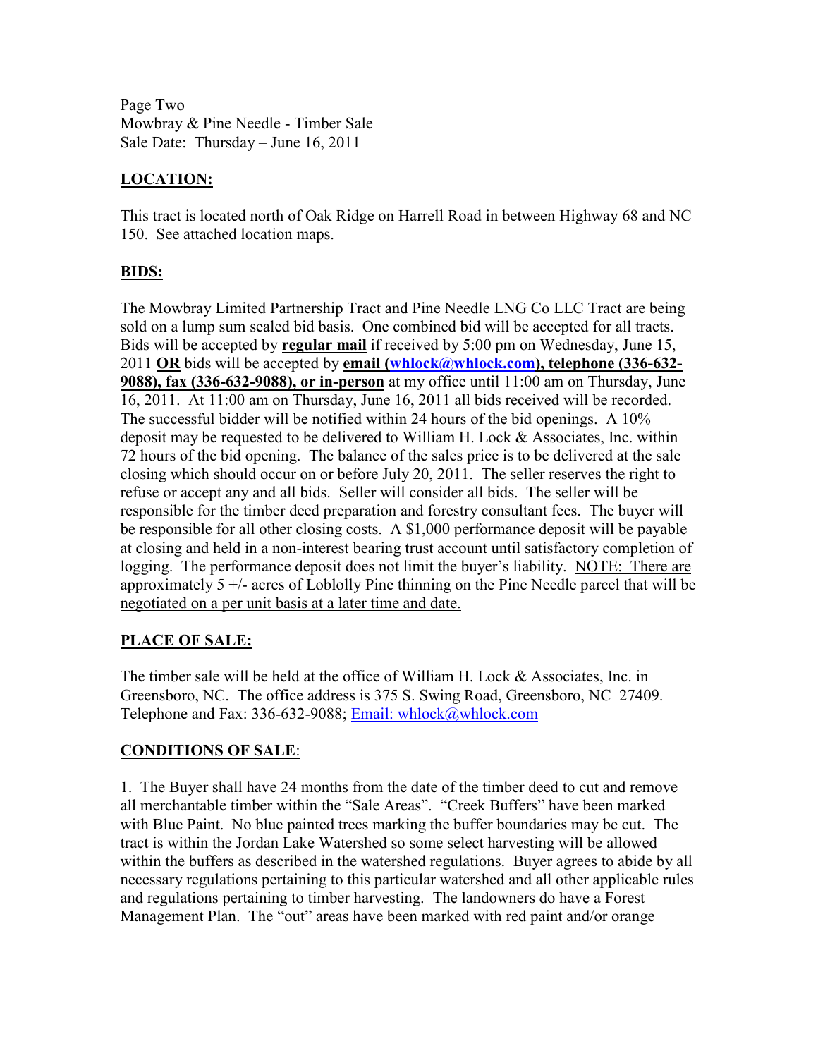## LOCATION:

This tract is located north of Oak Ridge on Harrell Road in between Highway 68 and NC 150. See attached location maps.

## BIDS:

The Mowbray Limited Partnership Tract and Pine Needle LNG Co LLC Tract are being sold on a lump sum sealed bid basis. One combined bid will be accepted for all tracts. Bids will be accepted by **regular mail** if received by 5:00 pm on Wednesday, June 15, 2011 **OR** bids will be accepted by **email (whlock@whlock.com), telephone (336-632-9088), fax (336-632-9088), or in-person** at my office until 11:00 am on Thursday, June 16, 2011. At 11:00 am on Thursday, June 16, 2011 all bids received will be recorded. The successful bidder will be notified within 24 hours of the bid openings. A 10% deposit may be requested to be delivered to William H. Lock & Associates, Inc. within 72 hours of the bid opening. The balance of the sales price is to be delivered at the sale closing which should occur on or before July 20, 2011. The seller reserves the right to refuse or accept any and all bids. Seller will consider all bids. The seller will be responsible for the timber deed preparation and forestry consultant fees. The buyer will be responsible for all other closing costs. A $1,000 performance deposit will be payable at closing and held in a non-interest bearing trust account until satisfactory completion of logging. The performance deposit does not limit the buyer's liability. NOTE: There are approximately 5 +/- acres of Loblolly Pine thinning on the Pine Needle parcel that will be negotiated on a per unit basis at a later time and date.

## PLACE OF SALE:

The timber sale will be held at the office of William H. Lock & Associates, Inc. in Greensboro, NC. The office address is 375 S. Swing Road, Greensboro, NC 27409. Telephone and Fax: 336-632-9088; Email: whlock@whlock.com

## CONDITIONS OF SALE:

1. The Buyer shall have 24 months from the date of the timber deed to cut and remove all merchantable timber within the "Sale Areas". "Creek Buffers" have been marked with Blue Paint. No blue painted trees marking the buffer boundaries may be cut. The tract is within the Jordan Lake Watershed so some select harvesting will be allowed within the buffers as described in the watershed regulations. Buyer agrees to abide by all necessary regulations pertaining to this particular watershed and all other applicable rules and regulations pertaining to timber harvesting. The landowners do have a Forest Management Plan. The "out" areas have been marked with red paint and/or orange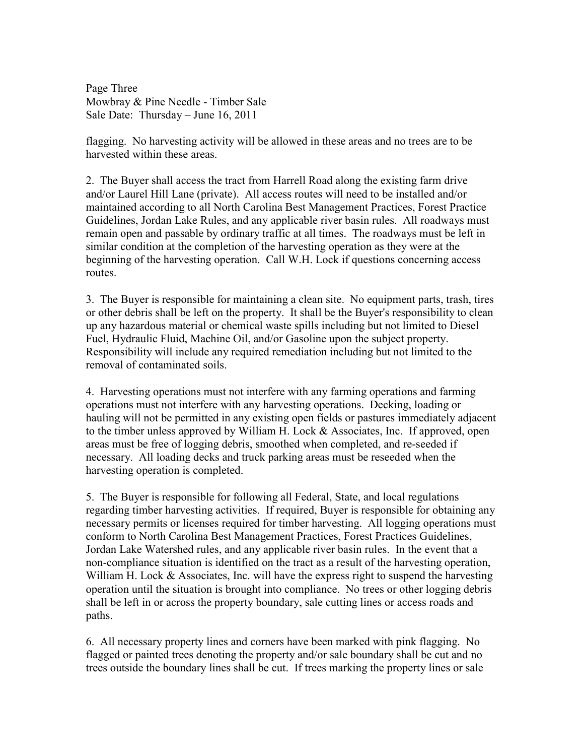flagging. No harvesting activity will be allowed in these areas and no trees are to be harvested within these areas.

2. The Buyer shall access the tract from Harrell Road along the existing farm drive and/or Laurel Hill Lane (private). All access routes will need to be installed and/or maintained according to all North Carolina Best Management Practices, Forest Practice Guidelines, Jordan Lake Rules, and any applicable river basin rules. All roadways must remain open and passable by ordinary traffic at all times. The roadways must be left in similar condition at the completion of the harvesting operation as they were at the beginning of the harvesting operation. Call W.H. Lock if questions concerning access routes.

3. The Buyer is responsible for maintaining a clean site. No equipment parts, trash, tires or other debris shall be left on the property. It shall be the Buyer's responsibility to clean up any hazardous material or chemical waste spills including but not limited to Diesel Fuel, Hydraulic Fluid, Machine Oil, and/or Gasoline upon the subject property. Responsibility will include any required remediation including but not limited to the removal of contaminated soils.

4. Harvesting operations must not interfere with any farming operations and farming operations must not interfere with any harvesting operations. Decking, loading or hauling will not be permitted in any existing open fields or pastures immediately adjacent to the timber unless approved by William H. Lock & Associates, Inc. If approved, open areas must be free of logging debris, smoothed when completed, and re-seeded if necessary. All loading decks and truck parking areas must be reseeded when the harvesting operation is completed.

5. The Buyer is responsible for following all Federal, State, and local regulations regarding timber harvesting activities. If required, Buyer is responsible for obtaining any necessary permits or licenses required for timber harvesting. All logging operations must conform to North Carolina Best Management Practices, Forest Practices Guidelines, Jordan Lake Watershed rules, and any applicable river basin rules. In the event that a non-compliance situation is identified on the tract as a result of the harvesting operation, William H. Lock & Associates, Inc. will have the express right to suspend the harvesting operation until the situation is brought into compliance. No trees or other logging debris shall be left in or across the property boundary, sale cutting lines or access roads and paths.

6. All necessary property lines and corners have been marked with pink flagging. No flagged or painted trees denoting the property and/or sale boundary shall be cut and no trees outside the boundary lines shall be cut. If trees marking the property lines or sale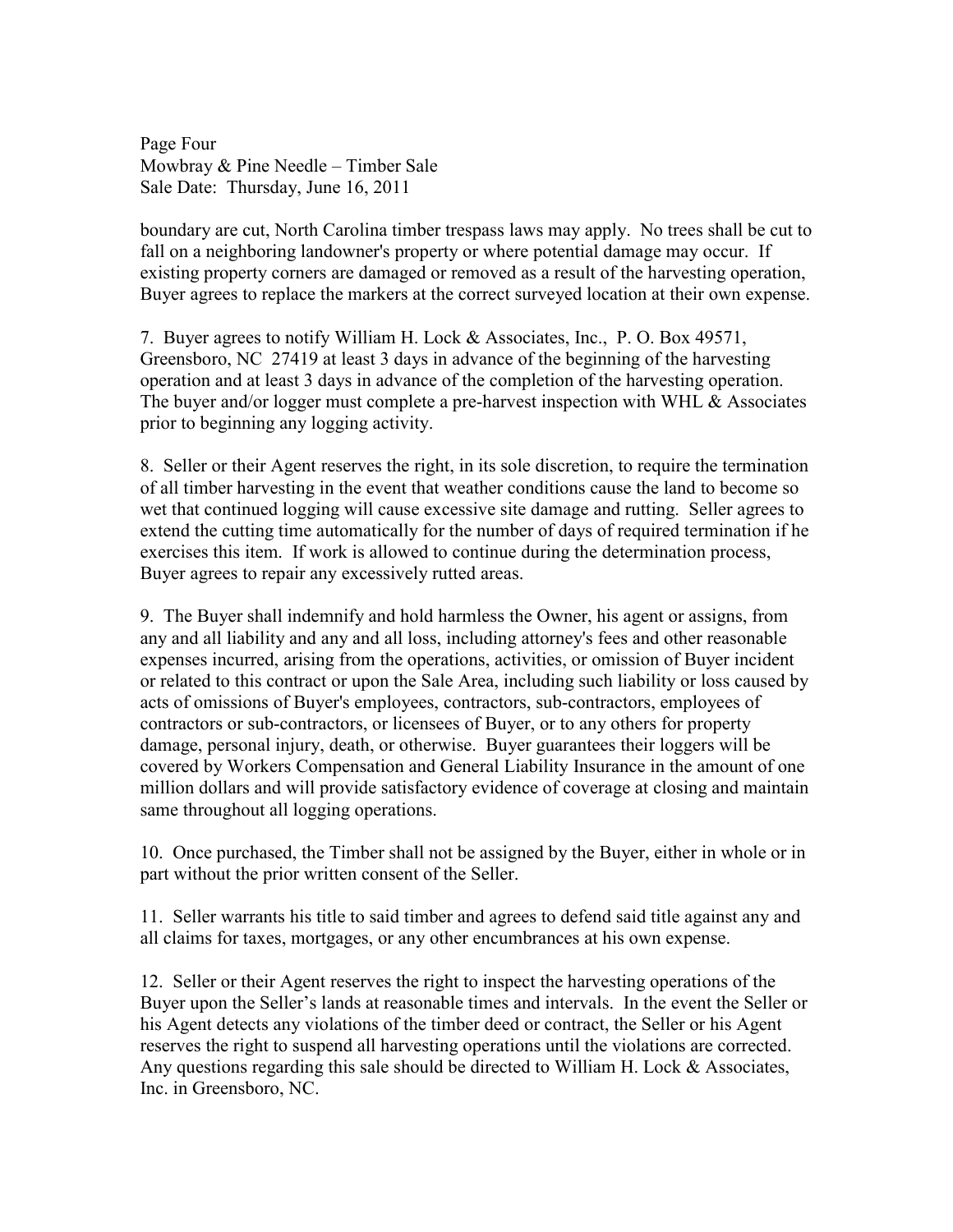boundary are cut, North Carolina timber trespass laws may apply. No trees shall be cut to fall on a neighboring landowner's property or where potential damage may occur. If existing property corners are damaged or removed as a result of the harvesting operation, Buyer agrees to replace the markers at the correct surveyed location at their own expense.

7. Buyer agrees to notify William H. Lock & Associates, Inc., P. O. Box 49571, Greensboro, NC 27419 at least 3 days in advance of the beginning of the harvesting operation and at least 3 days in advance of the completion of the harvesting operation. The buyer and/or logger must complete a pre-harvest inspection with WHL & Associates prior to beginning any logging activity.

8. Seller or their Agent reserves the right, in its sole discretion, to require the termination of all timber harvesting in the event that weather conditions cause the land to become so wet that continued logging will cause excessive site damage and rutting. Seller agrees to extend the cutting time automatically for the number of days of required termination if he exercises this item. If work is allowed to continue during the determination process, Buyer agrees to repair any excessively rutted areas.

9. The Buyer shall indemnify and hold harmless the Owner, his agent or assigns, from any and all liability and any and all loss, including attorney's fees and other reasonable expenses incurred, arising from the operations, activities, or omission of Buyer incident or related to this contract or upon the Sale Area, including such liability or loss caused by acts of omissions of Buyer's employees, contractors, sub-contractors, employees of contractors or sub-contractors, or licensees of Buyer, or to any others for property damage, personal injury, death, or otherwise. Buyer guarantees their loggers will be covered by Workers Compensation and General Liability Insurance in the amount of one million dollars and will provide satisfactory evidence of coverage at closing and maintain same throughout all logging operations.

10. Once purchased, the Timber shall not be assigned by the Buyer, either in whole or in part without the prior written consent of the Seller.

11. Seller warrants his title to said timber and agrees to defend said title against any and all claims for taxes, mortgages, or any other encumbrances at his own expense.

12. Seller or their Agent reserves the right to inspect the harvesting operations of the Buyer upon the Seller's lands at reasonable times and intervals. In the event the Seller or his Agent detects any violations of the timber deed or contract, the Seller or his Agent reserves the right to suspend all harvesting operations until the violations are corrected. Any questions regarding this sale should be directed to William H. Lock & Associates, Inc. in Greensboro, NC.